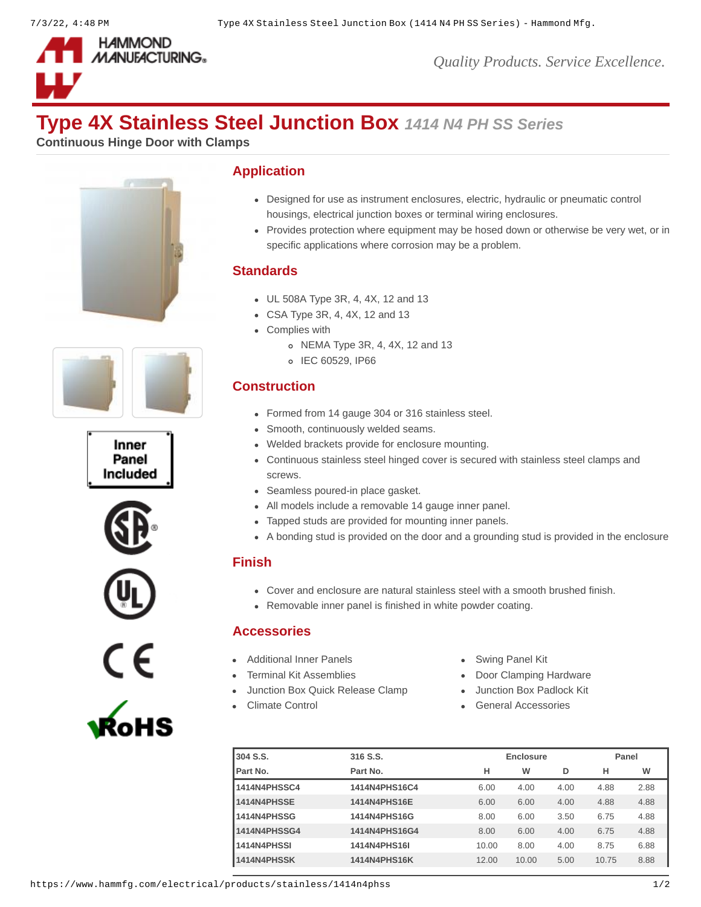# Type 4X Stainless Steel Junction Box *1414 N4 PH SS Series*

**Continuous Hinge Door with Clamps**

Inner Panel Included

## Application

- Designed for use as instrument enclosures, electric, hydraulic or pneumatic control housings, electrical junction boxes or terminal wiring enclosures.
- Provides protection where equipment may be hosed down or otherwise be very wet, or in specific applications where corrosion may be a problem.

## Standards

- UL 508A Type 3R, 4, 4X, 12 and 13
- CSA Type 3R, 4, 4X, 12 and 13
- Complies with
  - NEMA Type 3R, 4, 4X, 12 and 13
  - IEC 60529, IP66

## Construction

- Formed from 14 gauge 304 or 316 stainless steel.
- Smooth, continuously welded seams.
- Welded brackets provide for enclosure mounting.
- Continuous stainless steel hinged cover is secured with stainless steel clamps and screws.
- Seamless poured-in place gasket.
- All models include a removable 14 gauge inner panel.
- Tapped studs are provided for mounting inner panels.
- A bonding stud is provided on the door and a grounding stud is provided in the enclosure

## Finish

- Cover and enclosure are natural stainless steel with a smooth brushed finish.
- Removable inner panel is finished in white powder coating.

## Accessories

- Additional Inner Panels
- Terminal Kit Assemblies
- Junction Box Quick Release Clamp
- Climate Control
- Swing Panel Kit
- Door Clamping Hardware
- Junction Box Padlock Kit
- General Accessories

| 304 S.S. | 316 S.S. | Enclosure | | | Panel | |
|---|---|---|---|---|---|---|
| Part No. | Part No. | H | W | D | H | W |
| 1414N4PHSSC4 | 1414N4PHS16C4 | 6.00 | 4.00 | 4.00 | 4.88 | 2.88 |
| 1414N4PHSSE | 1414N4PHS16E | 6.00 | 6.00 | 4.00 | 4.88 | 4.88 |
| 1414N4PHSSG | 1414N4PHS16G | 8.00 | 6.00 | 3.50 | 6.75 | 4.88 |
| 1414N4PHSSG4 | 1414N4PHS16G4 | 8.00 | 6.00 | 4.00 | 6.75 | 4.88 |
| 1414N4PHSSI | 1414N4PHS16I | 10.00 | 8.00 | 4.00 | 8.75 | 6.88 |
| 1414N4PHSSK | 1414N4PHS16K | 12.00 | 10.00 | 5.00 | 10.75 | 8.88 |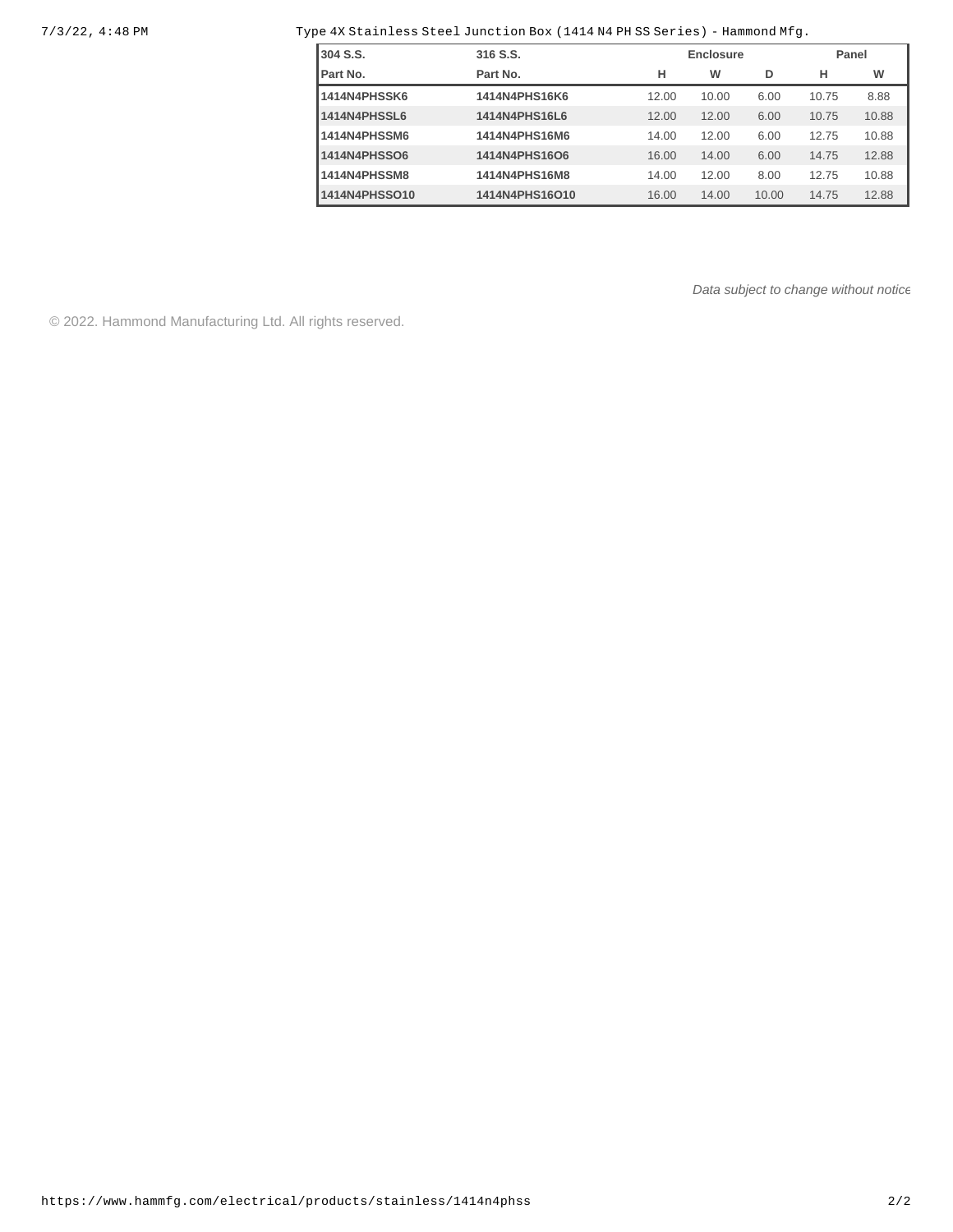| 304 S.S. | 316 S.S. | Enclosure | | | Panel | |
| --- | --- | --- | --- | --- | --- | --- |
| Part No. | Part No. | H | W | D | H | W |
| 1414N4PHSSK6 | 1414N4PHS16K6 | 12.00 | 10.00 | 6.00 | 10.75 | 8.88 |
| 1414N4PHSSL6 | 1414N4PHS16L6 | 12.00 | 12.00 | 6.00 | 10.75 | 10.88 |
| 1414N4PHSSM6 | 1414N4PHS16M6 | 14.00 | 12.00 | 6.00 | 12.75 | 10.88 |
| 1414N4PHSSO6 | 1414N4PHS16O6 | 16.00 | 14.00 | 6.00 | 14.75 | 12.88 |
| 1414N4PHSSM8 | 1414N4PHS16M8 | 14.00 | 12.00 | 8.00 | 12.75 | 10.88 |
| 1414N4PHSSO10 | 1414N4PHS16O10 | 16.00 | 14.00 | 10.00 | 14.75 | 12.88 |

*Data subject to change without notice*

© 2022. Hammond Manufacturing Ltd. All rights reserved.